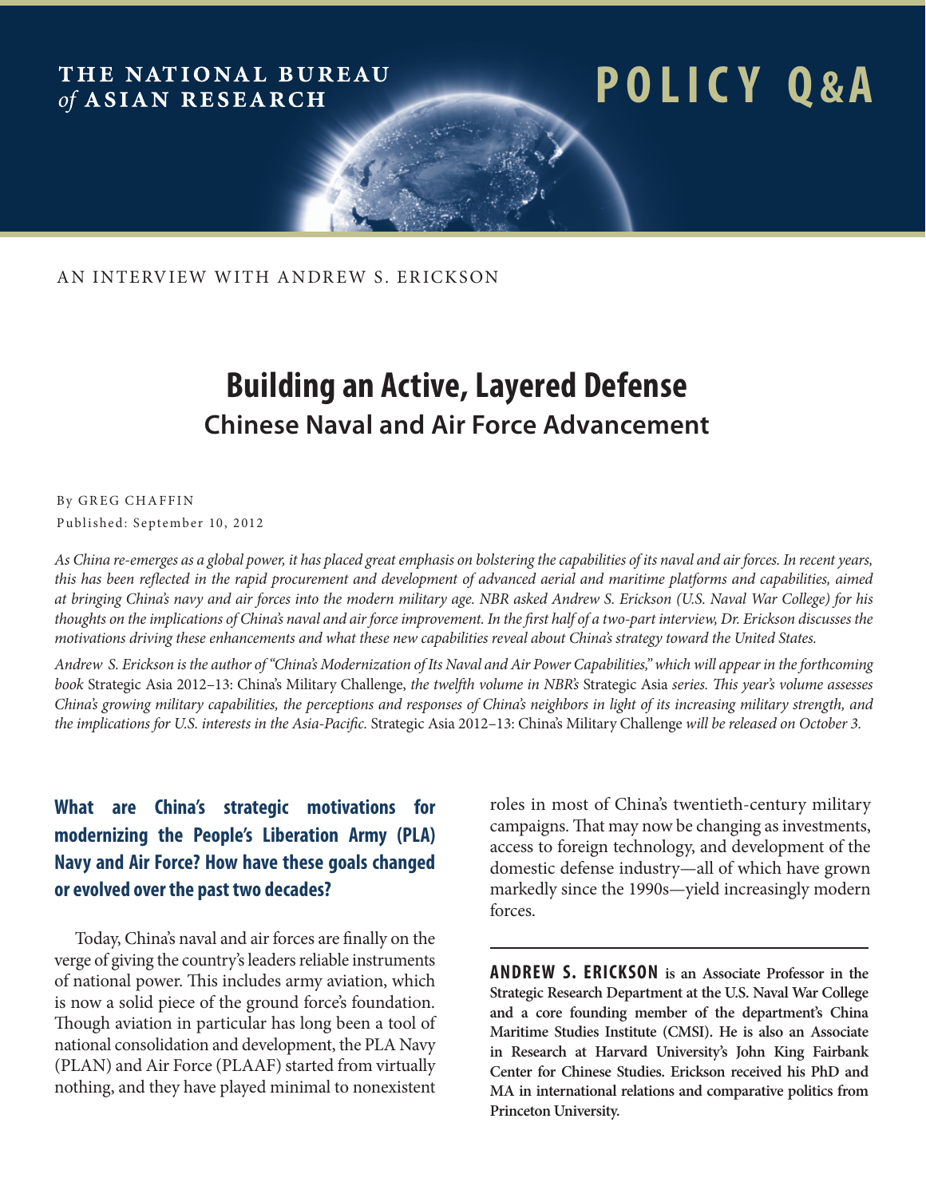THE NATIONAL BUREAU *of* ASIAN RESEARCH

POLICY Q&A

AN INTERVIEW WITH ANDREW S. ERICKSON

# Building an Active, Layered Defense

## Chinese Naval and Air Force Advancement

By GREG CHAFFIN

Published: September 10, 2012

*As China re-emerges as a global power, it has placed great emphasis on bolstering the capabilities of its naval and air forces. In recent years, this has been reflected in the rapid procurement and development of advanced aerial and maritime platforms and capabilities, aimed at bringing China's navy and air forces into the modern military age. NBR asked Andrew S. Erickson (U.S. Naval War College) for his thoughts on the implications of China's naval and air force improvement. In the first half of a two-part interview, Dr. Erickson discusses the motivations driving these enhancements and what these new capabilities reveal about China's strategy toward the United States.*

*Andrew S. Erickson is the author of "China's Modernization of Its Naval and Air Power Capabilities," which will appear in the forthcoming book* Strategic Asia 2012–13: China's Military Challenge, *the twelfth volume in NBR's* Strategic Asia *series. This year's volume assesses China's growing military capabilities, the perceptions and responses of China's neighbors in light of its increasing military strength, and the implications for U.S. interests in the Asia-Pacific.* Strategic Asia 2012–13: China's Military Challenge *will be released on October 3.*

### What are China's strategic motivations for modernizing the People's Liberation Army (PLA) Navy and Air Force? How have these goals changed or evolved over the past two decades?

Today, China's naval and air forces are finally on the verge of giving the country's leaders reliable instruments of national power. This includes army aviation, which is now a solid piece of the ground force's foundation. Though aviation in particular has long been a tool of national consolidation and development, the PLA Navy (PLAN) and Air Force (PLAAF) started from virtually nothing, and they have played minimal to nonexistent roles in most of China's twentieth-century military campaigns. That may now be changing as investments, access to foreign technology, and development of the domestic defense industry—all of which have grown markedly since the 1990s—yield increasingly modern forces.

---

**ANDREW S. ERICKSON is an Associate Professor in the Strategic Research Department at the U.S. Naval War College and a core founding member of the department's China Maritime Studies Institute (CMSI). He is also an Associate in Research at Harvard University's John King Fairbank Center for Chinese Studies. Erickson received his PhD and MA in international relations and comparative politics from Princeton University.**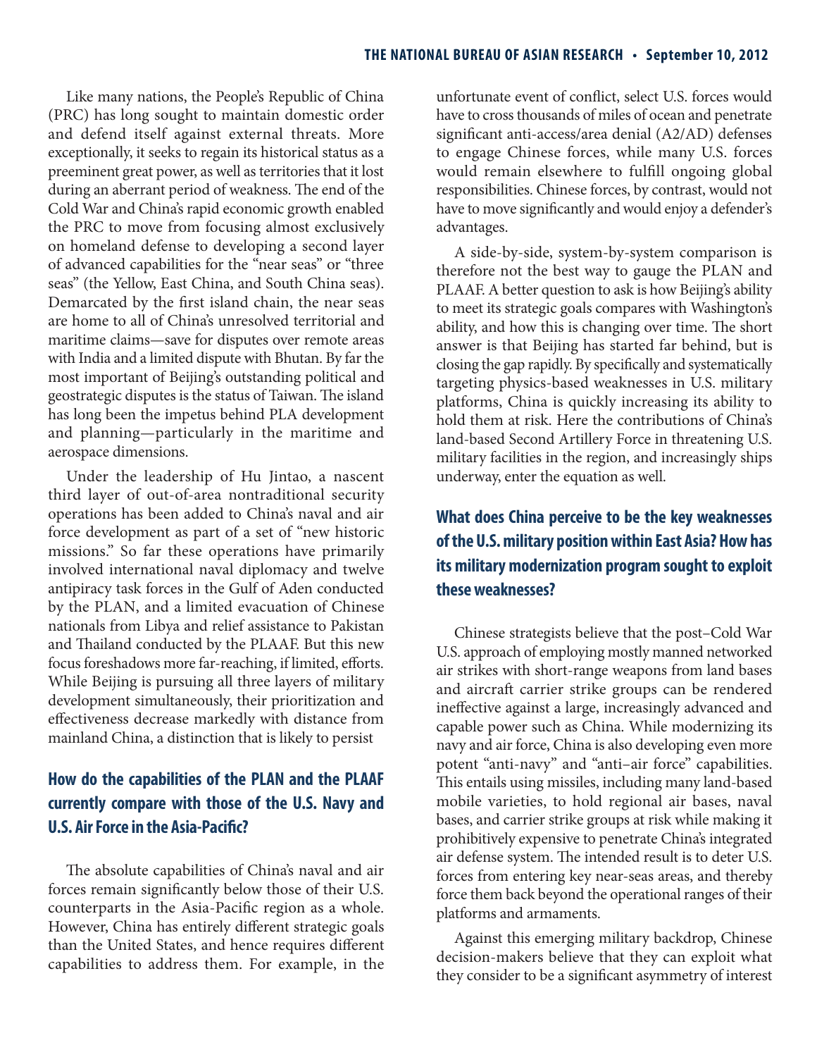Like many nations, the People's Republic of China (PRC) has long sought to maintain domestic order and defend itself against external threats. More exceptionally, it seeks to regain its historical status as a preeminent great power, as well as territories that it lost during an aberrant period of weakness. The end of the Cold War and China's rapid economic growth enabled the PRC to move from focusing almost exclusively on homeland defense to developing a second layer of advanced capabilities for the "near seas" or "three seas" (the Yellow, East China, and South China seas). Demarcated by the first island chain, the near seas are home to all of China's unresolved territorial and maritime claims—save for disputes over remote areas with India and a limited dispute with Bhutan. By far the most important of Beijing's outstanding political and geostrategic disputes is the status of Taiwan. The island has long been the impetus behind PLA development and planning—particularly in the maritime and aerospace dimensions.

Under the leadership of Hu Jintao, a nascent third layer of out-of-area nontraditional security operations has been added to China's naval and air force development as part of a set of "new historic missions." So far these operations have primarily involved international naval diplomacy and twelve antipiracy task forces in the Gulf of Aden conducted by the PLAN, and a limited evacuation of Chinese nationals from Libya and relief assistance to Pakistan and Thailand conducted by the PLAAF. But this new focus foreshadows more far-reaching, if limited, efforts. While Beijing is pursuing all three layers of military development simultaneously, their prioritization and effectiveness decrease markedly with distance from mainland China, a distinction that is likely to persist

## How do the capabilities of the PLAN and the PLAAF currently compare with those of the U.S. Navy and U.S. Air Force in the Asia-Pacific?

The absolute capabilities of China's naval and air forces remain significantly below those of their U.S. counterparts in the Asia-Pacific region as a whole. However, China has entirely different strategic goals than the United States, and hence requires different capabilities to address them. For example, in the unfortunate event of conflict, select U.S. forces would have to cross thousands of miles of ocean and penetrate significant anti-access/area denial (A2/AD) defenses to engage Chinese forces, while many U.S. forces would remain elsewhere to fulfill ongoing global responsibilities. Chinese forces, by contrast, would not have to move significantly and would enjoy a defender's advantages.

A side-by-side, system-by-system comparison is therefore not the best way to gauge the PLAN and PLAAF. A better question to ask is how Beijing's ability to meet its strategic goals compares with Washington's ability, and how this is changing over time. The short answer is that Beijing has started far behind, but is closing the gap rapidly. By specifically and systematically targeting physics-based weaknesses in U.S. military platforms, China is quickly increasing its ability to hold them at risk. Here the contributions of China's land-based Second Artillery Force in threatening U.S. military facilities in the region, and increasingly ships underway, enter the equation as well.

## What does China perceive to be the key weaknesses of the U.S. military position within East Asia? How has its military modernization program sought to exploit these weaknesses?

Chinese strategists believe that the post–Cold War U.S. approach of employing mostly manned networked air strikes with short-range weapons from land bases and aircraft carrier strike groups can be rendered ineffective against a large, increasingly advanced and capable power such as China. While modernizing its navy and air force, China is also developing even more potent "anti-navy" and "anti–air force" capabilities. This entails using missiles, including many land-based mobile varieties, to hold regional air bases, naval bases, and carrier strike groups at risk while making it prohibitively expensive to penetrate China's integrated air defense system. The intended result is to deter U.S. forces from entering key near-seas areas, and thereby force them back beyond the operational ranges of their platforms and armaments.

Against this emerging military backdrop, Chinese decision-makers believe that they can exploit what they consider to be a significant asymmetry of interest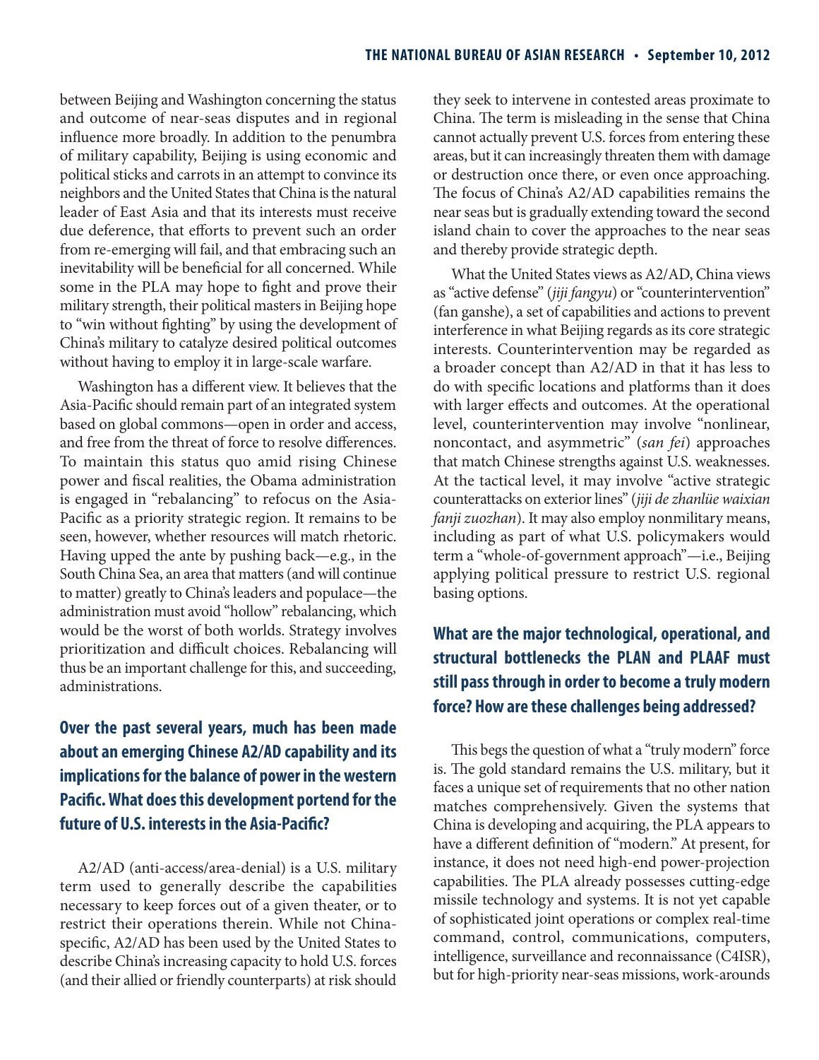between Beijing and Washington concerning the status and outcome of near-seas disputes and in regional influence more broadly. In addition to the penumbra of military capability, Beijing is using economic and political sticks and carrots in an attempt to convince its neighbors and the United States that China is the natural leader of East Asia and that its interests must receive due deference, that efforts to prevent such an order from re-emerging will fail, and that embracing such an inevitability will be beneficial for all concerned. While some in the PLA may hope to fight and prove their military strength, their political masters in Beijing hope to "win without fighting" by using the development of China's military to catalyze desired political outcomes without having to employ it in large-scale warfare.

Washington has a different view. It believes that the Asia-Pacific should remain part of an integrated system based on global commons—open in order and access, and free from the threat of force to resolve differences. To maintain this status quo amid rising Chinese power and fiscal realities, the Obama administration is engaged in "rebalancing" to refocus on the Asia-Pacific as a priority strategic region. It remains to be seen, however, whether resources will match rhetoric. Having upped the ante by pushing back—e.g., in the South China Sea, an area that matters (and will continue to matter) greatly to China's leaders and populace—the administration must avoid "hollow" rebalancing, which would be the worst of both worlds. Strategy involves prioritization and difficult choices. Rebalancing will thus be an important challenge for this, and succeeding, administrations.

## Over the past several years, much has been made about an emerging Chinese A2/AD capability and its implications for the balance of power in the western Pacific. What does this development portend for the future of U.S. interests in the Asia-Pacific?

A2/AD (anti-access/area-denial) is a U.S. military term used to generally describe the capabilities necessary to keep forces out of a given theater, or to restrict their operations therein. While not China-specific, A2/AD has been used by the United States to describe China's increasing capacity to hold U.S. forces (and their allied or friendly counterparts) at risk should they seek to intervene in contested areas proximate to China. The term is misleading in the sense that China cannot actually prevent U.S. forces from entering these areas, but it can increasingly threaten them with damage or destruction once there, or even once approaching. The focus of China's A2/AD capabilities remains the near seas but is gradually extending toward the second island chain to cover the approaches to the near seas and thereby provide strategic depth.

What the United States views as A2/AD, China views as "active defense" (*jiji fangyu*) or "counterintervention" (fan ganshe), a set of capabilities and actions to prevent interference in what Beijing regards as its core strategic interests. Counterintervention may be regarded as a broader concept than A2/AD in that it has less to do with specific locations and platforms than it does with larger effects and outcomes. At the operational level, counterintervention may involve "nonlinear, noncontact, and asymmetric" (*san fei*) approaches that match Chinese strengths against U.S. weaknesses. At the tactical level, it may involve "active strategic counterattacks on exterior lines" (*jiji de zhanlüe waixian fanji zuozhan*). It may also employ nonmilitary means, including as part of what U.S. policymakers would term a "whole-of-government approach"—i.e., Beijing applying political pressure to restrict U.S. regional basing options.

## What are the major technological, operational, and structural bottlenecks the PLAN and PLAAF must still pass through in order to become a truly modern force? How are these challenges being addressed?

This begs the question of what a "truly modern" force is. The gold standard remains the U.S. military, but it faces a unique set of requirements that no other nation matches comprehensively. Given the systems that China is developing and acquiring, the PLA appears to have a different definition of "modern." At present, for instance, it does not need high-end power-projection capabilities. The PLA already possesses cutting-edge missile technology and systems. It is not yet capable of sophisticated joint operations or complex real-time command, control, communications, computers, intelligence, surveillance and reconnaissance (C4ISR), but for high-priority near-seas missions, work-arounds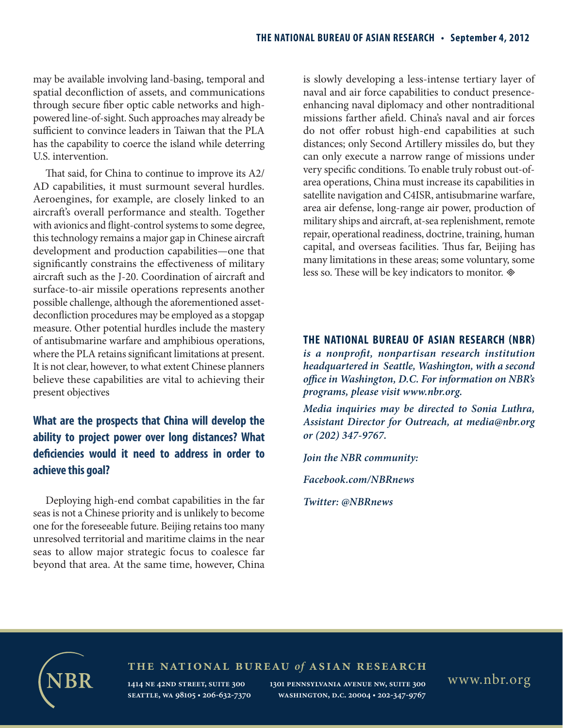may be available involving land-basing, temporal and spatial deconfliction of assets, and communications through secure fiber optic cable networks and high-powered line-of-sight. Such approaches may already be sufficient to convince leaders in Taiwan that the PLA has the capability to coerce the island while deterring U.S. intervention.

That said, for China to continue to improve its A2/AD capabilities, it must surmount several hurdles. Aeroengines, for example, are closely linked to an aircraft's overall performance and stealth. Together with avionics and flight-control systems to some degree, this technology remains a major gap in Chinese aircraft development and production capabilities—one that significantly constrains the effectiveness of military aircraft such as the J-20. Coordination of aircraft and surface-to-air missile operations represents another possible challenge, although the aforementioned asset-deconfliction procedures may be employed as a stopgap measure. Other potential hurdles include the mastery of antisubmarine warfare and amphibious operations, where the PLA retains significant limitations at present. It is not clear, however, to what extent Chinese planners believe these capabilities are vital to achieving their present objectives

## What are the prospects that China will develop the ability to project power over long distances? What deficiencies would it need to address in order to achieve this goal?

Deploying high-end combat capabilities in the far seas is not a Chinese priority and is unlikely to become one for the foreseeable future. Beijing retains too many unresolved territorial and maritime claims in the near seas to allow major strategic focus to coalesce far beyond that area. At the same time, however, China is slowly developing a less-intense tertiary layer of naval and air force capabilities to conduct presence-enhancing naval diplomacy and other nontraditional missions farther afield. China's naval and air forces do not offer robust high-end capabilities at such distances; only Second Artillery missiles do, but they can only execute a narrow range of missions under very specific conditions. To enable truly robust out-of-area operations, China must increase its capabilities in satellite navigation and C4ISR, antisubmarine warfare, area air defense, long-range air power, production of military ships and aircraft, at-sea replenishment, remote repair, operational readiness, doctrine, training, human capital, and overseas facilities. Thus far, Beijing has many limitations in these areas; some voluntary, some less so. These will be key indicators to monitor. ◈

**THE NATIONAL BUREAU OF ASIAN RESEARCH (NBR)** ***is a nonprofit, nonpartisan research institution headquartered in Seattle, Washington, with a second office in Washington, D.C. For information on NBR's programs, please visit www.nbr.org.***

***Media inquiries may be directed to Sonia Luthra, Assistant Director for Outreach, at media@nbr.org or (202) 347-9767.***

***Join the NBR community:***

***Facebook.com/NBRnews***

***Twitter: @NBRnews***

NBR

THE NATIONAL BUREAU *of* ASIAN RESEARCH

1414 NE 42ND STREET, SUITE 300
SEATTLE, WA 98105 • 206-632-7370

1301 PENNSYLVANIA AVENUE NW, SUITE 300
WASHINGTON, D.C. 20004 • 202-347-9767

www.nbr.org